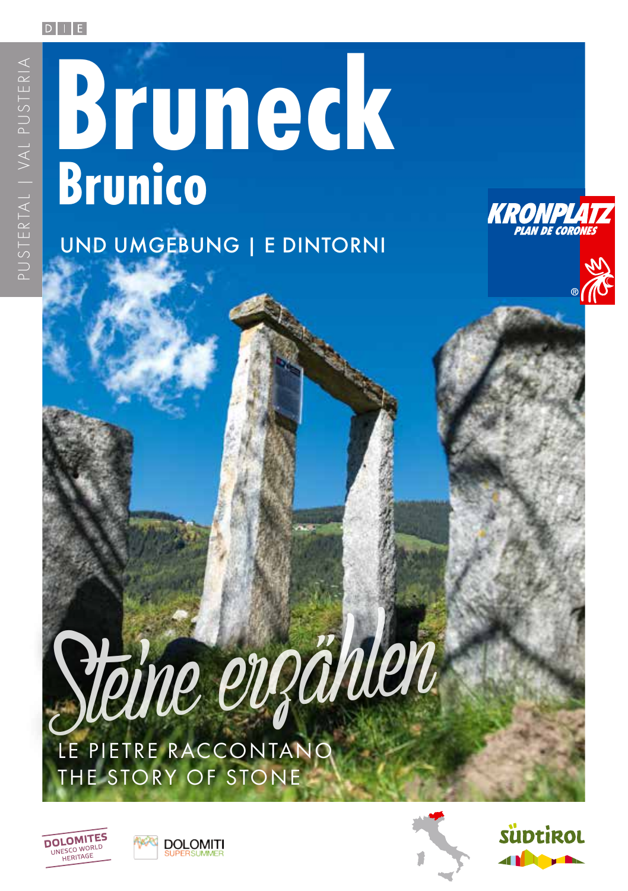D | I | E

PUSTERTAL | VAL PUSTERIA

# Bruneck
## Brunico

UND UMGEBUNG | E DINTORNI

KRONPLATZ
PLAN DE CORONES

*Steine erzählen*

LE PIETRE RACCONTANO
THE STORY OF STONE

DOLOMITES UNESCO WORLD HERITAGE

DOLOMITI SUPERSUMMER

SÜDTIROL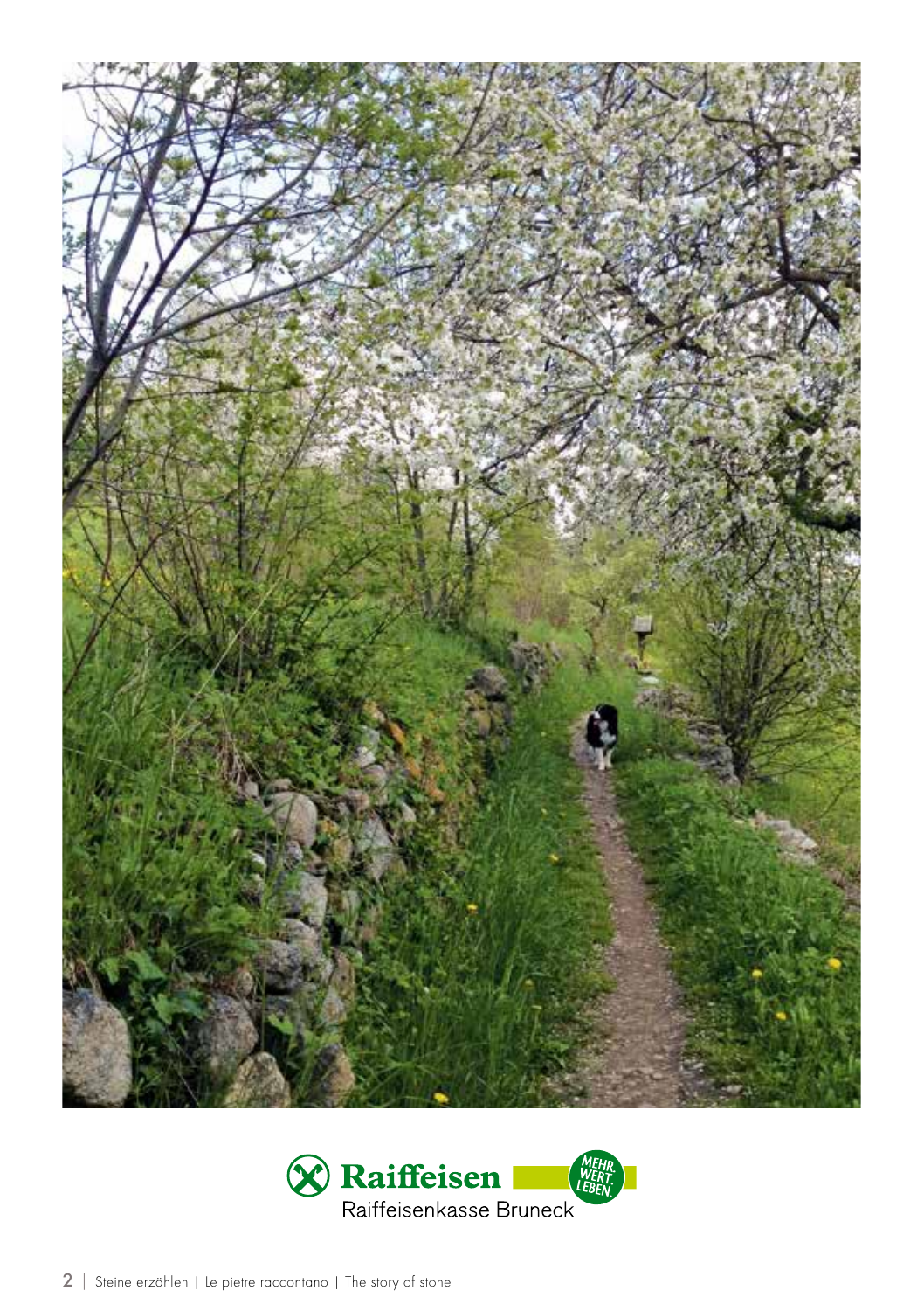Raiffeisen

MEHR. WERT. LEBEN.

Raiffeisenkasse Bruneck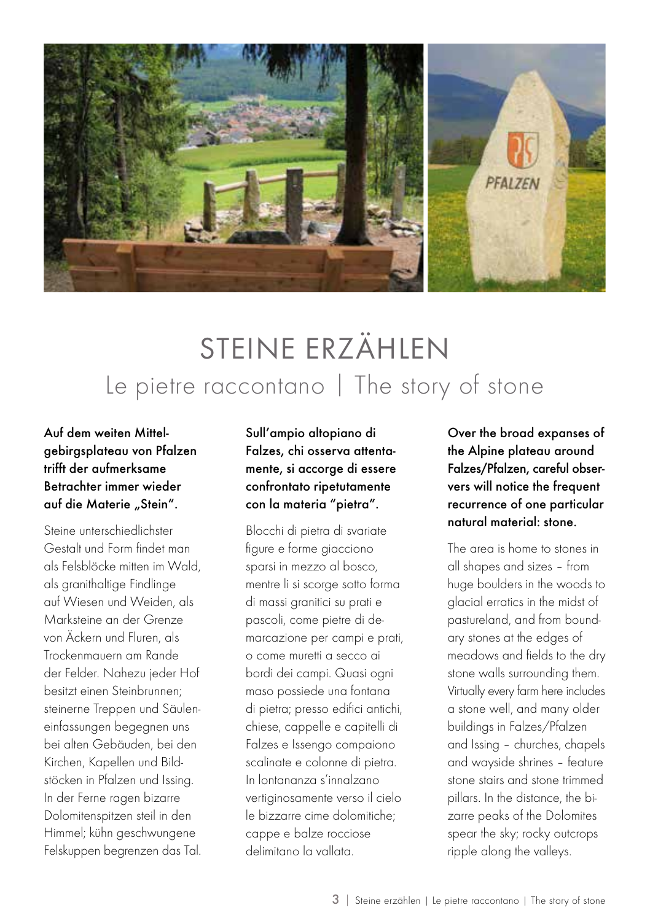# STEINE ERZÄHLEN

## Le pietre raccontano | The story of stone

**Auf dem weiten Mittelgebirgsplateau von Pfalzen trifft der aufmerksame Betrachter immer wieder auf die Materie „Stein".**

Steine unterschiedlichster Gestalt und Form findet man als Felsblöcke mitten im Wald, als granithaltige Findlinge auf Wiesen und Weiden, als Marksteine an der Grenze von Äckern und Fluren, als Trockenmauern am Rande der Felder. Nahezu jeder Hof besitzt einen Steinbrunnen; steinerne Treppen und Säuleneinfassungen begegnen uns bei alten Gebäuden, bei den Kirchen, Kapellen und Bildstöcken in Pfalzen und Issing. In der Ferne ragen bizarre Dolomitenspitzen steil in den Himmel; kühn geschwungene Felskuppen begrenzen das Tal.

**Sull'ampio altopiano di Falzes, chi osserva attentamente, si accorge di essere confrontato ripetutamente con la materia "pietra".**

Blocchi di pietra di svariate figure e forme giacciono sparsi in mezzo al bosco, mentre li si scorge sotto forma di massi granitici su prati e pascoli, come pietre di demarcazione per campi e prati, o come muretti a secco ai bordi dei campi. Quasi ogni maso possiede una fontana di pietra; presso edifici antichi, chiese, cappelle e capitelli di Falzes e Issengo compaiono scalinate e colonne di pietra. In lontananza s'innalzano vertiginosamente verso il cielo le bizzarre cime dolomitiche; cappe e balze rocciose delimitano la vallata.

**Over the broad expanses of the Alpine plateau around Falzes/Pfalzen, careful observers will notice the frequent recurrence of one particular natural material: stone.**

The area is home to stones in all shapes and sizes – from huge boulders in the woods to glacial erratics in the midst of pastureland, and from boundary stones at the edges of meadows and fields to the dry stone walls surrounding them. Virtually every farm here includes a stone well, and many older buildings in Falzes/Pfalzen and Issing – churches, chapels and wayside shrines – feature stone stairs and stone trimmed pillars. In the distance, the bizarre peaks of the Dolomites spear the sky; rocky outcrops ripple along the valleys.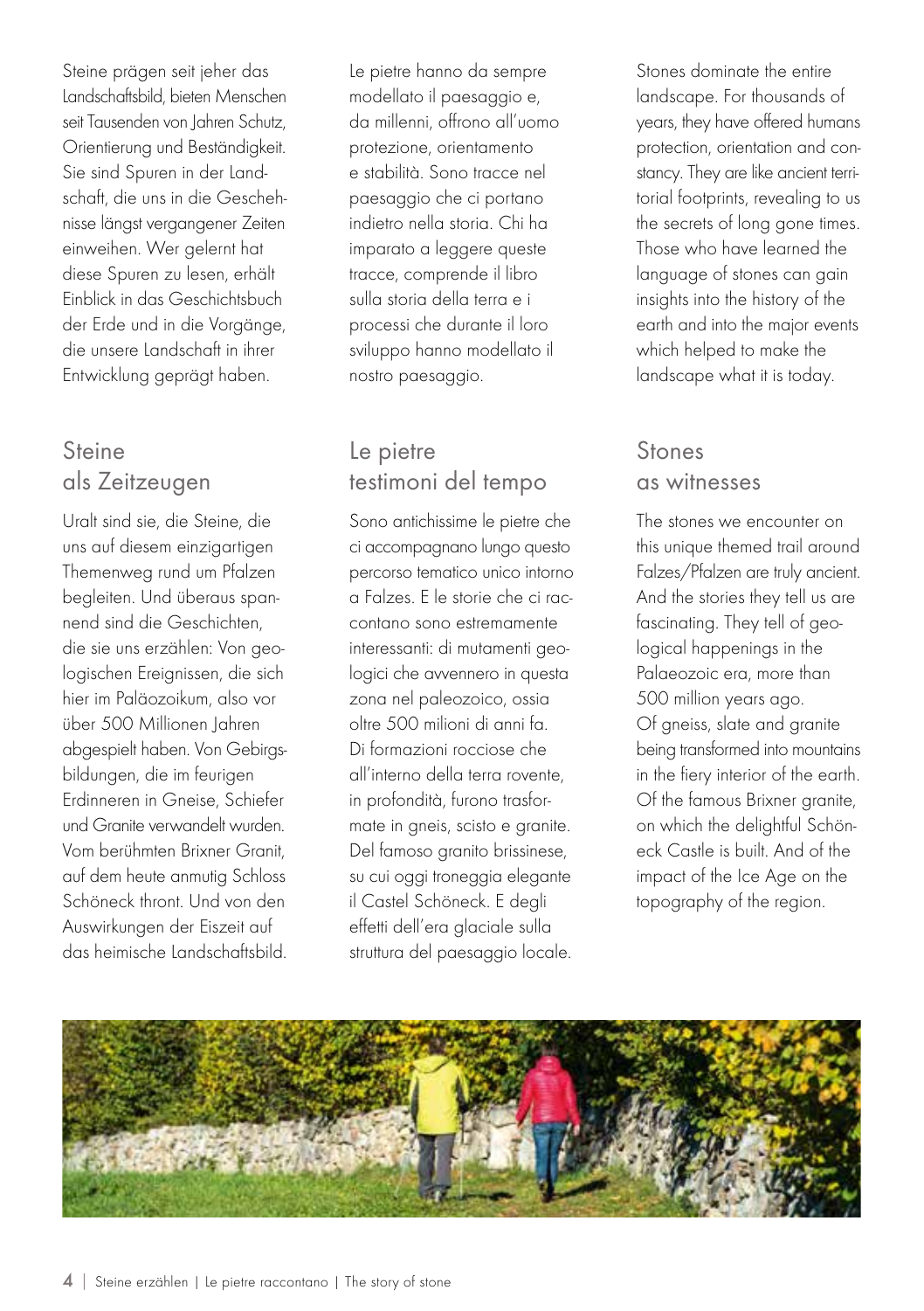Steine prägen seit jeher das Landschaftsbild, bieten Menschen seit Tausenden von Jahren Schutz, Orientierung und Beständigkeit. Sie sind Spuren in der Landschaft, die uns in die Geschehnisse längst vergangener Zeiten einweihen. Wer gelernt hat diese Spuren zu lesen, erhält Einblick in das Geschichtsbuch der Erde und in die Vorgänge, die unsere Landschaft in ihrer Entwicklung geprägt haben.

## Steine als Zeitzeugen

Uralt sind sie, die Steine, die uns auf diesem einzigartigen Themenweg rund um Pfalzen begleiten. Und überaus spannend sind die Geschichten, die sie uns erzählen: Von geologischen Ereignissen, die sich hier im Paläozoikum, also vor über 500 Millionen Jahren abgespielt haben. Von Gebirgsbildungen, die im feurigen Erdinneren in Gneise, Schiefer und Granite verwandelt wurden. Vom berühmten Brixner Granit, auf dem heute anmutig Schloss Schöneck thront. Und von den Auswirkungen der Eiszeit auf das heimische Landschaftsbild.

Le pietre hanno da sempre modellato il paesaggio e, da millenni, offrono all'uomo protezione, orientamento e stabilità. Sono tracce nel paesaggio che ci portano indietro nella storia. Chi ha imparato a leggere queste tracce, comprende il libro sulla storia della terra e i processi che durante il loro sviluppo hanno modellato il nostro paesaggio.

## Le pietre testimoni del tempo

Sono antichissime le pietre che ci accompagnano lungo questo percorso tematico unico intorno a Falzes. E le storie che ci raccontano sono estremamente interessanti: di mutamenti geologici che avvennero in questa zona nel paleozoico, ossia oltre 500 milioni di anni fa. Di formazioni rocciose che all'interno della terra rovente, in profondità, furono trasformate in gneis, scisto e granite. Del famoso granito brissinese, su cui oggi troneggia elegante il Castel Schöneck. E degli effetti dell'era glaciale sulla struttura del paesaggio locale.

Stones dominate the entire landscape. For thousands of years, they have offered humans protection, orientation and constancy. They are like ancient territorial footprints, revealing to us the secrets of long gone times. Those who have learned the language of stones can gain insights into the history of the earth and into the major events which helped to make the landscape what it is today.

## Stones as witnesses

The stones we encounter on this unique themed trail around Falzes/Pfalzen are truly ancient. And the stories they tell us are fascinating. They tell of geological happenings in the Palaeozoic era, more than 500 million years ago. Of gneiss, slate and granite being transformed into mountains in the fiery interior of the earth. Of the famous Brixner granite, on which the delightful Schöneck Castle is built. And of the impact of the Ice Age on the topography of the region.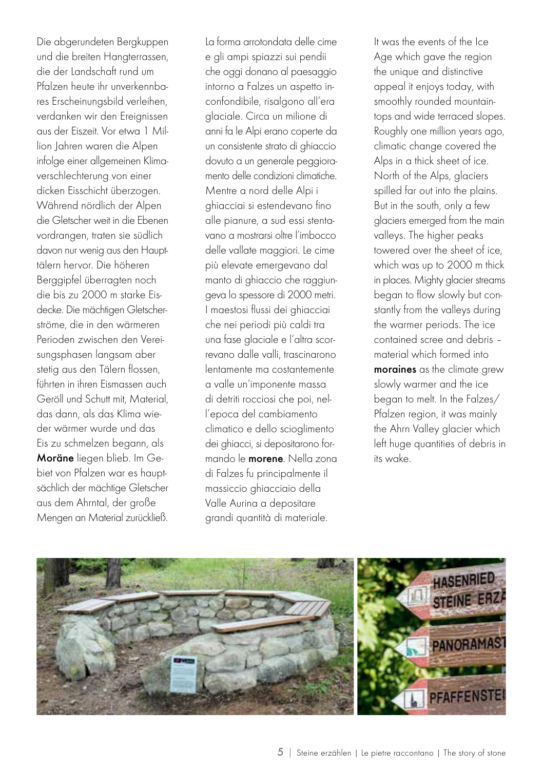Die abgerundeten Bergkuppen und die breiten Hangterrassen, die der Landschaft rund um Pfalzen heute ihr unverkennbares Erscheinungsbild verleihen, verdanken wir den Ereignissen aus der Eiszeit. Vor etwa 1 Million Jahren waren die Alpen infolge einer allgemeinen Klimaverschlechterung von einer dicken Eisschicht überzogen. Während nördlich der Alpen die Gletscher weit in die Ebenen vordrangen, traten sie südlich davon nur wenig aus den Haupttälern hervor. Die höheren Berggipfel überragten noch die bis zu 2000 m starke Eisdecke. Die mächtigen Gletscherströme, die in den wärmeren Perioden zwischen den Vereisungsphasen langsam aber stetig aus den Tälern flossen, führten in ihren Eismassen auch Geröll und Schutt mit, Material, das dann, als das Klima wieder wärmer wurde und das Eis zu schmelzen begann, als **Moräne** liegen blieb. Im Gebiet von Pfalzen war es hauptsächlich der mächtige Gletscher aus dem Ahrntal, der große Mengen an Material zurückließ.

La forma arrotondata delle cime e gli ampi spiazzi sui pendii che oggi donano al paesaggio intorno a Falzes un aspetto inconfondibile, risalgono all'era glaciale. Circa un milione di anni fa le Alpi erano coperte da un consistente strato di ghiaccio dovuto a un generale peggioramento delle condizioni climatiche. Mentre a nord delle Alpi i ghiacciai si estendevano fino alle pianure, a sud essi stentavano a mostrarsi oltre l'imbocco delle vallate maggiori. Le cime più elevate emergevano dal manto di ghiaccio che raggiungeva lo spessore di 2000 metri. I maestosi flussi dei ghiacciai che nei periodi più caldi tra una fase glaciale e l'altra scorrevano dalle valli, trascinarono lentamente ma costantemente a valle un'imponente massa di detriti rocciosi che poi, nell'epoca del cambiamento climatico e dello scioglimento dei ghiacci, si depositarono formando le **morene**. Nella zona di Falzes fu principalmente il massiccio ghiacciaio della Valle Aurina a depositare grandi quantità di materiale.

It was the events of the Ice Age which gave the region the unique and distinctive appeal it enjoys today, with smoothly rounded mountaintops and wide terraced slopes. Roughly one million years ago, climatic change covered the Alps in a thick sheet of ice. North of the Alps, glaciers spilled far out into the plains. But in the south, only a few glaciers emerged from the main valleys. The higher peaks towered over the sheet of ice, which was up to 2000 m thick in places. Mighty glacier streams began to flow slowly but constantly from the valleys during the warmer periods. The ice contained scree and debris – material which formed into **moraines** as the climate grew slowly warmer and the ice began to melt. In the Falzes/Pfalzen region, it was mainly the Ahrn Valley glacier which left huge quantities of debris in its wake.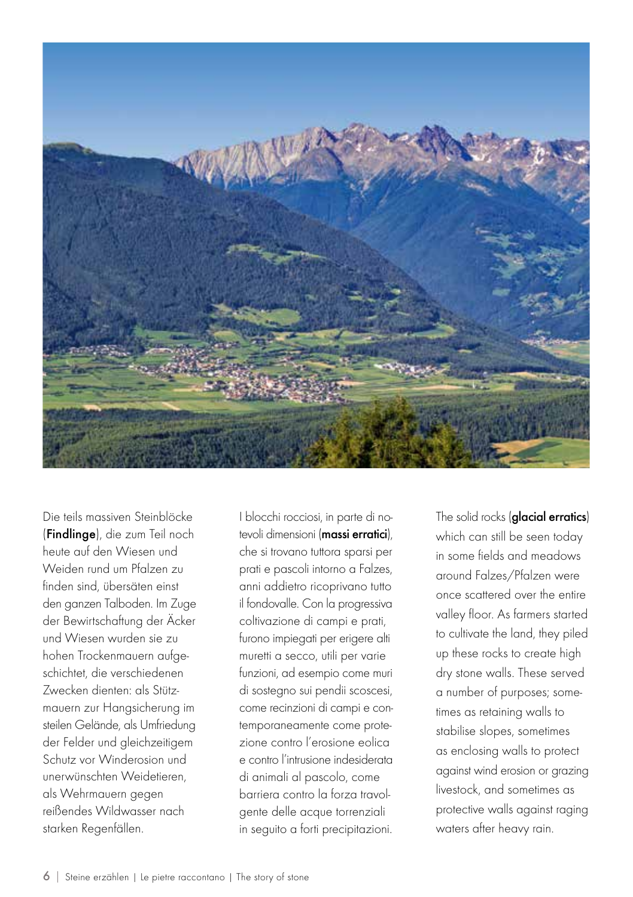Die teils massiven Steinblöcke (**Findlinge**), die zum Teil noch heute auf den Wiesen und Weiden rund um Pfalzen zu finden sind, übersäten einst den ganzen Talboden. Im Zuge der Bewirtschaftung der Äcker und Wiesen wurden sie zu hohen Trockenmauern aufgeschichtet, die verschiedenen Zwecken dienten: als Stützmauern zur Hangsicherung im steilen Gelände, als Umfriedung der Felder und gleichzeitigem Schutz vor Winderosion und unerwünschten Weidetieren, als Wehrmauern gegen reißendes Wildwasser nach starken Regenfällen.

I blocchi rocciosi, in parte di notevoli dimensioni (**massi erratici**), che si trovano tuttora sparsi per prati e pascoli intorno a Falzes, anni addietro ricoprivano tutto il fondovalle. Con la progressiva coltivazione di campi e prati, furono impiegati per erigere alti muretti a secco, utili per varie funzioni, ad esempio come muri di sostegno sui pendii scoscesi, come recinzioni di campi e contemporaneamente come protezione contro l'erosione eolica e contro l'intrusione indesiderata di animali al pascolo, come barriera contro la forza travolgente delle acque torrenziali in seguito a forti precipitazioni.

The solid rocks (**glacial erratics**) which can still be seen today in some fields and meadows around Falzes/Pfalzen were once scattered over the entire valley floor. As farmers started to cultivate the land, they piled up these rocks to create high dry stone walls. These served a number of purposes; sometimes as retaining walls to stabilise slopes, sometimes as enclosing walls to protect against wind erosion or grazing livestock, and sometimes as protective walls against raging waters after heavy rain.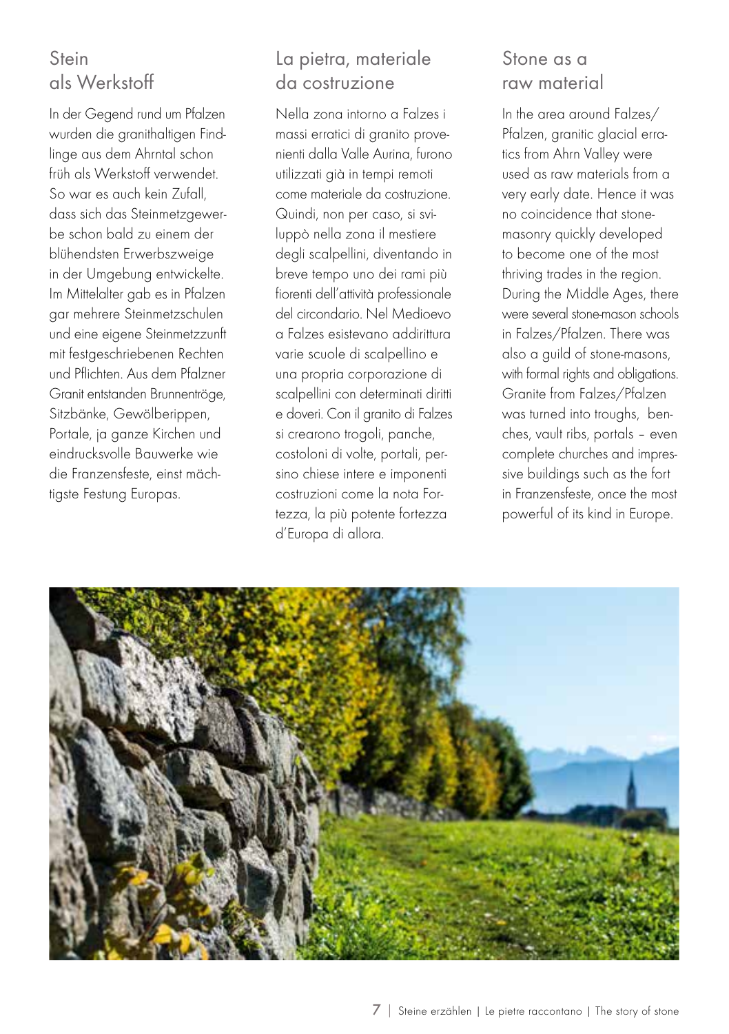## Stein als Werkstoff

In der Gegend rund um Pfalzen wurden die granithaltigen Findlinge aus dem Ahrntal schon früh als Werkstoff verwendet. So war es auch kein Zufall, dass sich das Steinmetzgewerbe schon bald zu einem der blühendsten Erwerbszweige in der Umgebung entwickelte. Im Mittelalter gab es in Pfalzen gar mehrere Steinmetzschulen und eine eigene Steinmetzzunft mit festgeschriebenen Rechten und Pflichten. Aus dem Pfalzner Granit entstanden Brunnentröge, Sitzbänke, Gewölberippen, Portale, ja ganze Kirchen und eindrucksvolle Bauwerke wie die Franzensfeste, einst mächtigste Festung Europas.

## La pietra, materiale da costruzione

Nella zona intorno a Falzes i massi erratici di granito provenienti dalla Valle Aurina, furono utilizzati già in tempi remoti come materiale da costruzione. Quindi, non per caso, si sviluppò nella zona il mestiere degli scalpellini, diventando in breve tempo uno dei rami più fiorenti dell'attività professionale del circondario. Nel Medioevo a Falzes esistevano addirittura varie scuole di scalpellino e una propria corporazione di scalpellini con determinati diritti e doveri. Con il granito di Falzes si crearono trogoli, panche, costoloni di volte, portali, persino chiese intere e imponenti costruzioni come la nota Fortezza, la più potente fortezza d'Europa di allora.

## Stone as a raw material

In the area around Falzes/Pfalzen, granitic glacial erratics from Ahrn Valley were used as raw materials from a very early date. Hence it was no coincidence that stonemasonry quickly developed to become one of the most thriving trades in the region. During the Middle Ages, there were several stone-mason schools in Falzes/Pfalzen. There was also a guild of stone-masons, with formal rights and obligations. Granite from Falzes/Pfalzen was turned into troughs, benches, vault ribs, portals – even complete churches and impressive buildings such as the fort in Franzensfeste, once the most powerful of its kind in Europe.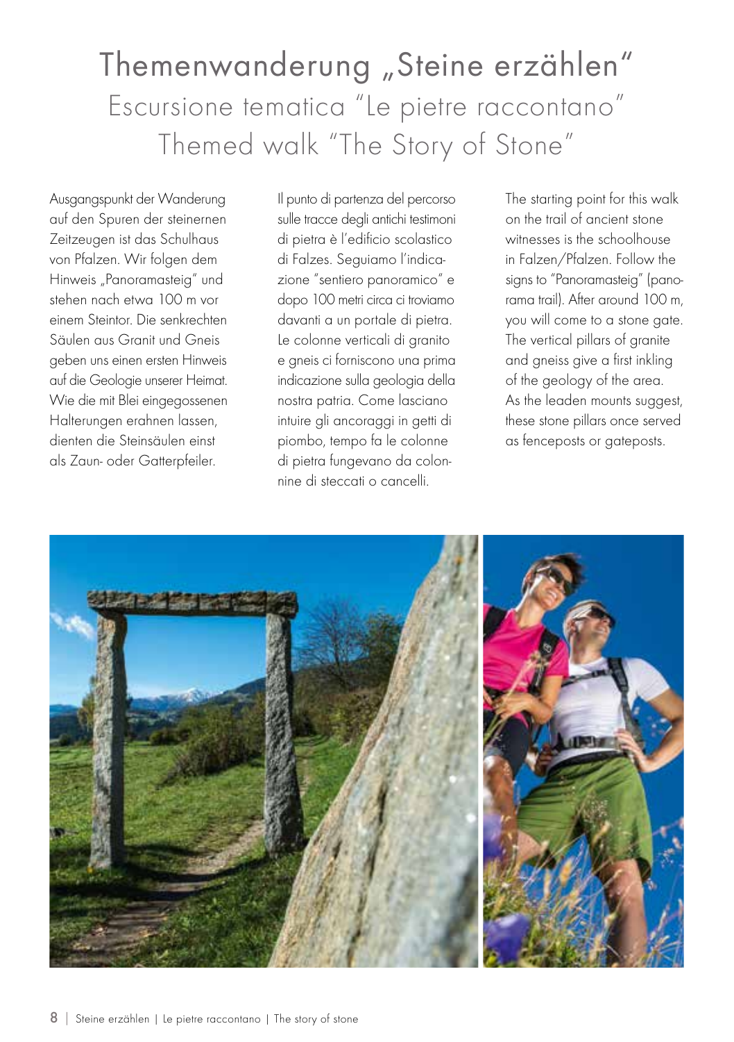# Themenwanderung „Steine erzählen"

## Escursione tematica "Le pietre raccontano"

## Themed walk "The Story of Stone"

Ausgangspunkt der Wanderung auf den Spuren der steinernen Zeitzeugen ist das Schulhaus von Pfalzen. Wir folgen dem Hinweis „Panoramasteig" und stehen nach etwa 100 m vor einem Steintor. Die senkrechten Säulen aus Granit und Gneis geben uns einen ersten Hinweis auf die Geologie unserer Heimat. Wie die mit Blei eingegossenen Halterungen erahnen lassen, dienten die Steinsäulen einst als Zaun- oder Gatterpfeiler.

Il punto di partenza del percorso sulle tracce degli antichi testimoni di pietra è l'edificio scolastico di Falzes. Seguiamo l'indicazione "sentiero panoramico" e dopo 100 metri circa ci troviamo davanti a un portale di pietra. Le colonne verticali di granito e gneis ci forniscono una prima indicazione sulla geologia della nostra patria. Come lasciano intuire gli ancoraggi in getti di piombo, tempo fa le colonne di pietra fungevano da colonnine di steccati o cancelli.

The starting point for this walk on the trail of ancient stone witnesses is the schoolhouse in Falzen/Pfalzen. Follow the signs to "Panoramasteig" (panorama trail). After around 100 m, you will come to a stone gate. The vertical pillars of granite and gneiss give a first inkling of the geology of the area. As the leaden mounts suggest, these stone pillars once served as fenceposts or gateposts.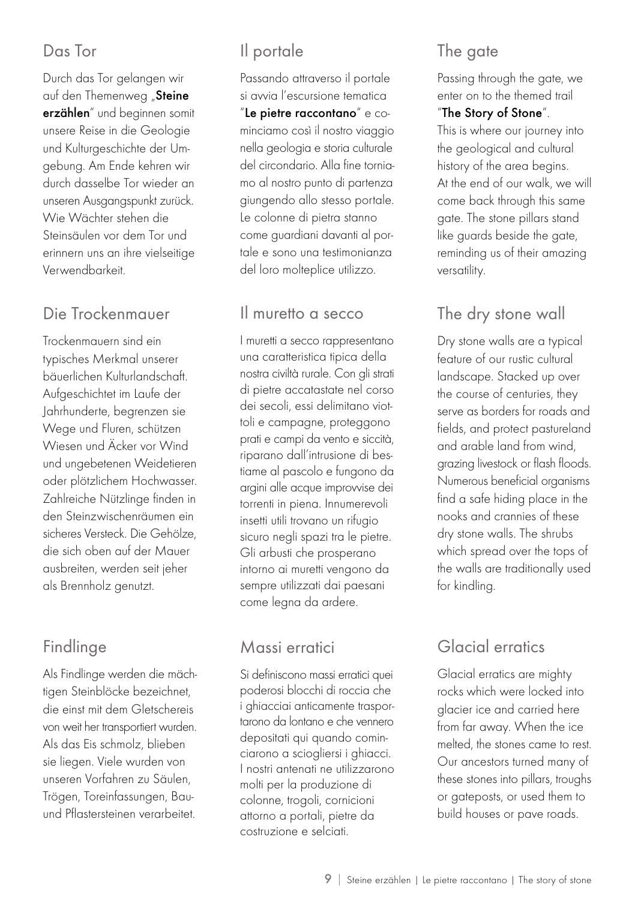## Das Tor

Durch das Tor gelangen wir auf den Themenweg „**Steine erzählen**" und beginnen somit unsere Reise in die Geologie und Kulturgeschichte der Umgebung. Am Ende kehren wir durch dasselbe Tor wieder an unseren Ausgangspunkt zurück. Wie Wächter stehen die Steinsäulen vor dem Tor und erinnern uns an ihre vielseitige Verwendbarkeit.

## Die Trockenmauer

Trockenmauern sind ein typisches Merkmal unserer bäuerlichen Kulturlandschaft. Aufgeschichtet im Laufe der Jahrhunderte, begrenzen sie Wege und Fluren, schützen Wiesen und Äcker vor Wind und ungebetenen Weidetieren oder plötzlichem Hochwasser. Zahlreiche Nützlinge finden in den Steinzwischenräumen ein sicheres Versteck. Die Gehölze, die sich oben auf der Mauer ausbreiten, werden seit jeher als Brennholz genutzt.

## Findlinge

Als Findlinge werden die mächtigen Steinblöcke bezeichnet, die einst mit dem Gletschereis von weit her transportiert wurden. Als das Eis schmolz, blieben sie liegen. Viele wurden von unseren Vorfahren zu Säulen, Trögen, Toreinfassungen, Bau- und Pflastersteinen verarbeitet.

## Il portale

Passando attraverso il portale si avvia l'escursione tematica "**Le pietre raccontano**" e cominciamo così il nostro viaggio nella geologia e storia culturale del circondario. Alla fine torniamo al nostro punto di partenza giungendo allo stesso portale. Le colonne di pietra stanno come guardiani davanti al portale e sono una testimonianza del loro molteplice utilizzo.

## Il muretto a secco

I muretti a secco rappresentano una caratteristica tipica della nostra civiltà rurale. Con gli strati di pietre accatastate nel corso dei secoli, essi delimitano viottoli e campagne, proteggono prati e campi da vento e siccità, riparano dall'intrusione di bestiame al pascolo e fungono da argini alle acque improvvise dei torrenti in piena. Innumerevoli insetti utili trovano un rifugio sicuro negli spazi tra le pietre. Gli arbusti che prosperano intorno ai muretti vengono da sempre utilizzati dai paesani come legna da ardere.

## Massi erratici

Si definiscono massi erratici quei poderosi blocchi di roccia che i ghiacciai anticamente trasportarono da lontano e che vennero depositati qui quando cominciarono a sciogliersi i ghiacci. I nostri antenati ne utilizzarono molti per la produzione di colonne, trogoli, cornicioni attorno a portali, pietre da costruzione e selciati.

## The gate

Passing through the gate, we enter on to the themed trail "**The Story of Stone**". This is where our journey into the geological and cultural history of the area begins. At the end of our walk, we will come back through this same gate. The stone pillars stand like guards beside the gate, reminding us of their amazing versatility.

## The dry stone wall

Dry stone walls are a typical feature of our rustic cultural landscape. Stacked up over the course of centuries, they serve as borders for roads and fields, and protect pastureland and arable land from wind, grazing livestock or flash floods. Numerous beneficial organisms find a safe hiding place in the nooks and crannies of these dry stone walls. The shrubs which spread over the tops of the walls are traditionally used for kindling.

## Glacial erratics

Glacial erratics are mighty rocks which were locked into glacier ice and carried here from far away. When the ice melted, the stones came to rest. Our ancestors turned many of these stones into pillars, troughs or gateposts, or used them to build houses or pave roads.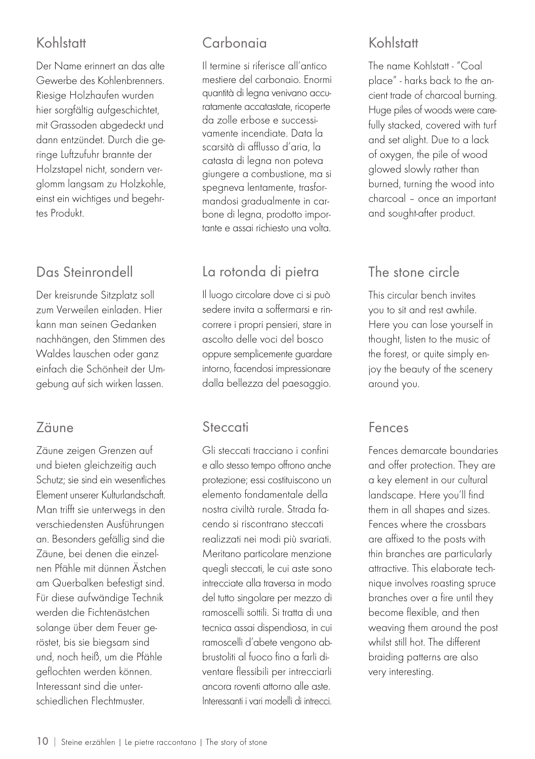## Kohlstatt

Der Name erinnert an das alte Gewerbe des Kohlenbrenners. Riesige Holzhaufen wurden hier sorgfältig aufgeschichtet, mit Grassoden abgedeckt und dann entzündet. Durch die geringe Luftzufuhr brannte der Holzstapel nicht, sondern verglomm langsam zu Holzkohle, einst ein wichtiges und begehrtes Produkt.

## Das Steinrondell

Der kreisrunde Sitzplatz soll zum Verweilen einladen. Hier kann man seinen Gedanken nachhängen, den Stimmen des Waldes lauschen oder ganz einfach die Schönheit der Umgebung auf sich wirken lassen.

## Zäune

Zäune zeigen Grenzen auf und bieten gleichzeitig auch Schutz; sie sind ein wesentliches Element unserer Kulturlandschaft. Man trifft sie unterwegs in den verschiedensten Ausführungen an. Besonders gefällig sind die Zäune, bei denen die einzelnen Pfähle mit dünnen Ästchen am Querbalken befestigt sind. Für diese aufwändige Technik werden die Fichtenästchen solange über dem Feuer geröstet, bis sie biegsam sind und, noch heiß, um die Pfähle geflochten werden können. Interessant sind die unterschiedlichen Flechtmuster.

## Carbonaia

Il termine si riferisce all'antico mestiere del carbonaio. Enormi quantità di legna venivano accuratamente accatastate, ricoperte da zolle erbose e successivamente incendiate. Data la scarsità di afflusso d'aria, la catasta di legna non poteva giungere a combustione, ma si spegneva lentamente, trasformandosi gradualmente in carbone di legna, prodotto importante e assai richiesto una volta.

## La rotonda di pietra

Il luogo circolare dove ci si può sedere invita a soffermarsi e rincorrere i propri pensieri, stare in ascolto delle voci del bosco oppure semplicemente guardare intorno, facendosi impressionare dalla bellezza del paesaggio.

## Steccati

Gli steccati tracciano i confini e allo stesso tempo offrono anche protezione; essi costituiscono un elemento fondamentale della nostra civiltà rurale. Strada facendo si riscontrano steccati realizzati nei modi più svariati. Meritano particolare menzione quegli steccati, le cui aste sono intrecciate alla traversa in modo del tutto singolare per mezzo di ramoscelli sottili. Si tratta di una tecnica assai dispendiosa, in cui ramoscelli d'abete vengono abbrustoliti al fuoco fino a farli diventare flessibili per intrecciarli ancora roventi attorno alle aste. Interessanti i vari modelli di intrecci.

## Kohlstatt

The name Kohlstatt - "Coal place" - harks back to the ancient trade of charcoal burning. Huge piles of woods were carefully stacked, covered with turf and set alight. Due to a lack of oxygen, the pile of wood glowed slowly rather than burned, turning the wood into charcoal – once an important and sought-after product.

## The stone circle

This circular bench invites you to sit and rest awhile. Here you can lose yourself in thought, listen to the music of the forest, or quite simply enjoy the beauty of the scenery around you.

## Fences

Fences demarcate boundaries and offer protection. They are a key element in our cultural landscape. Here you'll find them in all shapes and sizes. Fences where the crossbars are affixed to the posts with thin branches are particularly attractive. This elaborate technique involves roasting spruce branches over a fire until they become flexible, and then weaving them around the post whilst still hot. The different braiding patterns are also very interesting.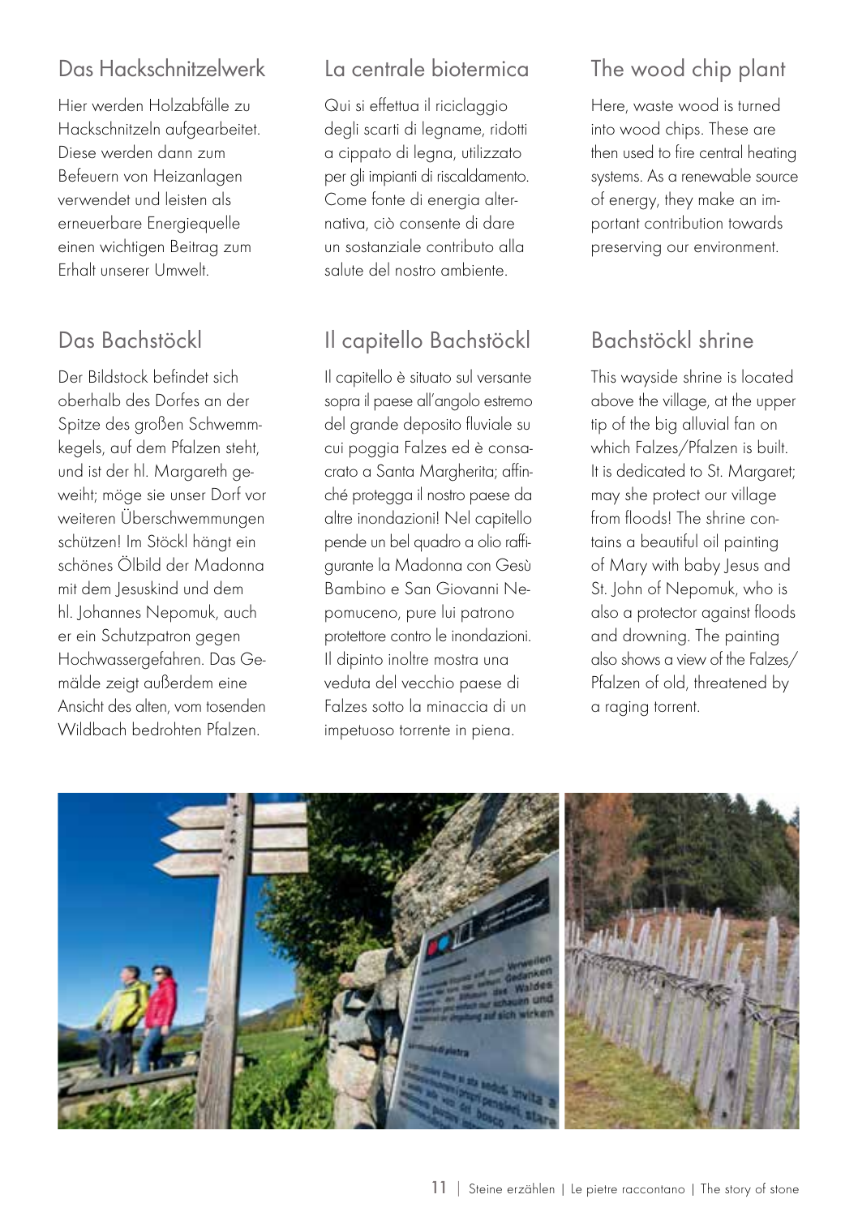## Das Hackschnitzelwerk

Hier werden Holzabfälle zu Hackschnitzeln aufgearbeitet. Diese werden dann zum Befeuern von Heizanlagen verwendet und leisten als erneuerbare Energiequelle einen wichtigen Beitrag zum Erhalt unserer Umwelt.

## La centrale biotermica

Qui si effettua il riciclaggio degli scarti di legname, ridotti a cippato di legna, utilizzato per gli impianti di riscaldamento. Come fonte di energia alternativa, ciò consente di dare un sostanziale contributo alla salute del nostro ambiente.

## The wood chip plant

Here, waste wood is turned into wood chips. These are then used to fire central heating systems. As a renewable source of energy, they make an important contribution towards preserving our environment.

## Das Bachstöckl

Der Bildstock befindet sich oberhalb des Dorfes an der Spitze des großen Schwemmkegels, auf dem Pfalzen steht, und ist der hl. Margareth geweiht; möge sie unser Dorf vor weiteren Überschwemmungen schützen! Im Stöckl hängt ein schönes Ölbild der Madonna mit dem Jesuskind und dem hl. Johannes Nepomuk, auch er ein Schutzpatron gegen Hochwassergefahren. Das Gemälde zeigt außerdem eine Ansicht des alten, vom tosenden Wildbach bedrohten Pfalzen.

## Il capitello Bachstöckl

Il capitello è situato sul versante sopra il paese all'angolo estremo del grande deposito fluviale su cui poggia Falzes ed è consacrato a Santa Margherita; affinché protegga il nostro paese da altre inondazioni! Nel capitello pende un bel quadro a olio raffigurante la Madonna con Gesù Bambino e San Giovanni Nepomuceno, pure lui patrono protettore contro le inondazioni. Il dipinto inoltre mostra una veduta del vecchio paese di Falzes sotto la minaccia di un impetuoso torrente in piena.

## Bachstöckl shrine

This wayside shrine is located above the village, at the upper tip of the big alluvial fan on which Falzes/Pfalzen is built. It is dedicated to St. Margaret; may she protect our village from floods! The shrine contains a beautiful oil painting of Mary with baby Jesus and St. John of Nepomuk, who is also a protector against floods and drowning. The painting also shows a view of the Falzes/Pfalzen of old, threatened by a raging torrent.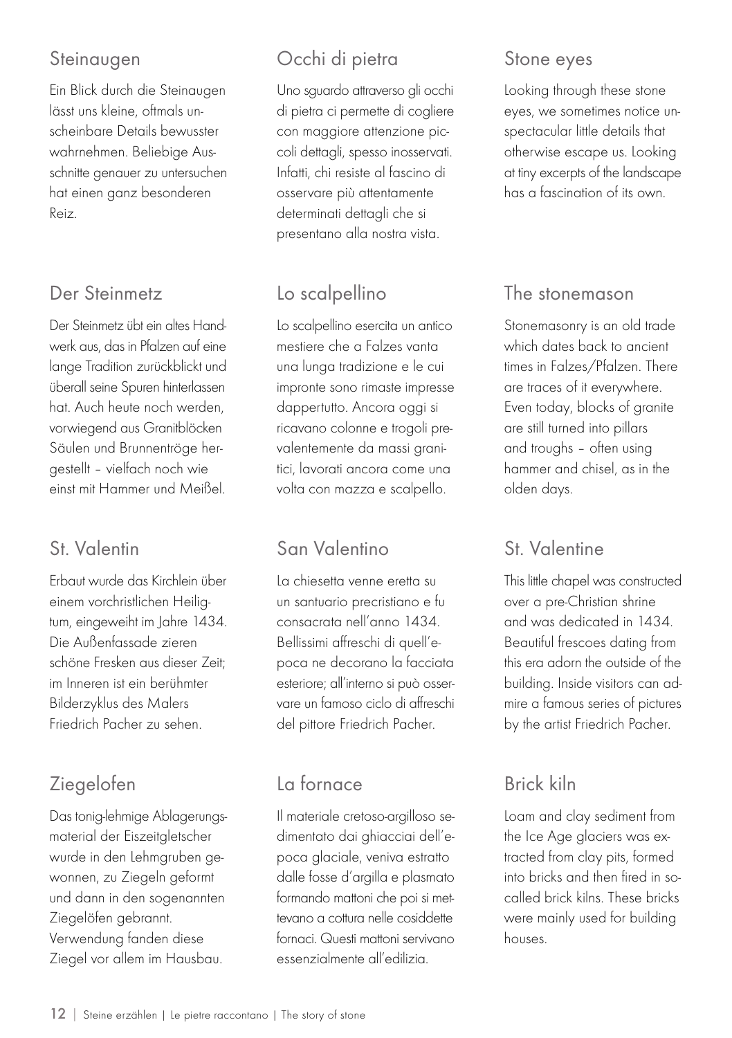## Steinaugen

Ein Blick durch die Steinaugen lässt uns kleine, oftmals unscheinbare Details bewusster wahrnehmen. Beliebige Ausschnitte genauer zu untersuchen hat einen ganz besonderen Reiz.

## Occhi di pietra

Uno sguardo attraverso gli occhi di pietra ci permette di cogliere con maggiore attenzione piccoli dettagli, spesso inosservati. Infatti, chi resiste al fascino di osservare più attentamente determinati dettagli che si presentano alla nostra vista.

## Stone eyes

Looking through these stone eyes, we sometimes notice unspectacular little details that otherwise escape us. Looking at tiny excerpts of the landscape has a fascination of its own.

## Der Steinmetz

Der Steinmetz übt ein altes Handwerk aus, das in Pfalzen auf eine lange Tradition zurückblickt und überall seine Spuren hinterlassen hat. Auch heute noch werden, vorwiegend aus Granitblöcken Säulen und Brunnentröge hergestellt – vielfach noch wie einst mit Hammer und Meißel.

## Lo scalpellino

Lo scalpellino esercita un antico mestiere che a Falzes vanta una lunga tradizione e le cui impronte sono rimaste impresse dappertutto. Ancora oggi si ricavano colonne e trogoli prevalentemente da massi granitici, lavorati ancora come una volta con mazza e scalpello.

## The stonemason

Stonemasonry is an old trade which dates back to ancient times in Falzes/Pfalzen. There are traces of it everywhere. Even today, blocks of granite are still turned into pillars and troughs – often using hammer and chisel, as in the olden days.

## St. Valentin

Erbaut wurde das Kirchlein über einem vorchristlichen Heiligtum, eingeweiht im Jahre 1434. Die Außenfassade zieren schöne Fresken aus dieser Zeit; im Inneren ist ein berühmter Bilderzyklus des Malers Friedrich Pacher zu sehen.

## San Valentino

La chiesetta venne eretta su un santuario precristiano e fu consacrata nell'anno 1434. Bellissimi affreschi di quell'epoca ne decorano la facciata esteriore; all'interno si può osservare un famoso ciclo di affreschi del pittore Friedrich Pacher.

## St. Valentine

This little chapel was constructed over a pre-Christian shrine and was dedicated in 1434. Beautiful frescoes dating from this era adorn the outside of the building. Inside visitors can admire a famous series of pictures by the artist Friedrich Pacher.

## Ziegelofen

Das tonig-lehmige Ablagerungsmaterial der Eiszeitgletscher wurde in den Lehmgruben gewonnen, zu Ziegeln geformt und dann in den sogenannten Ziegelöfen gebrannt. Verwendung fanden diese Ziegel vor allem im Hausbau.

## La fornace

Il materiale cretoso-argilloso sedimentato dai ghiacciai dell'epoca glaciale, veniva estratto dalle fosse d'argilla e plasmato formando mattoni che poi si mettevano a cottura nelle cosiddette fornaci. Questi mattoni servivano essenzialmente all'edilizia.

## Brick kiln

Loam and clay sediment from the Ice Age glaciers was extracted from clay pits, formed into bricks and then fired in so-called brick kilns. These bricks were mainly used for building houses.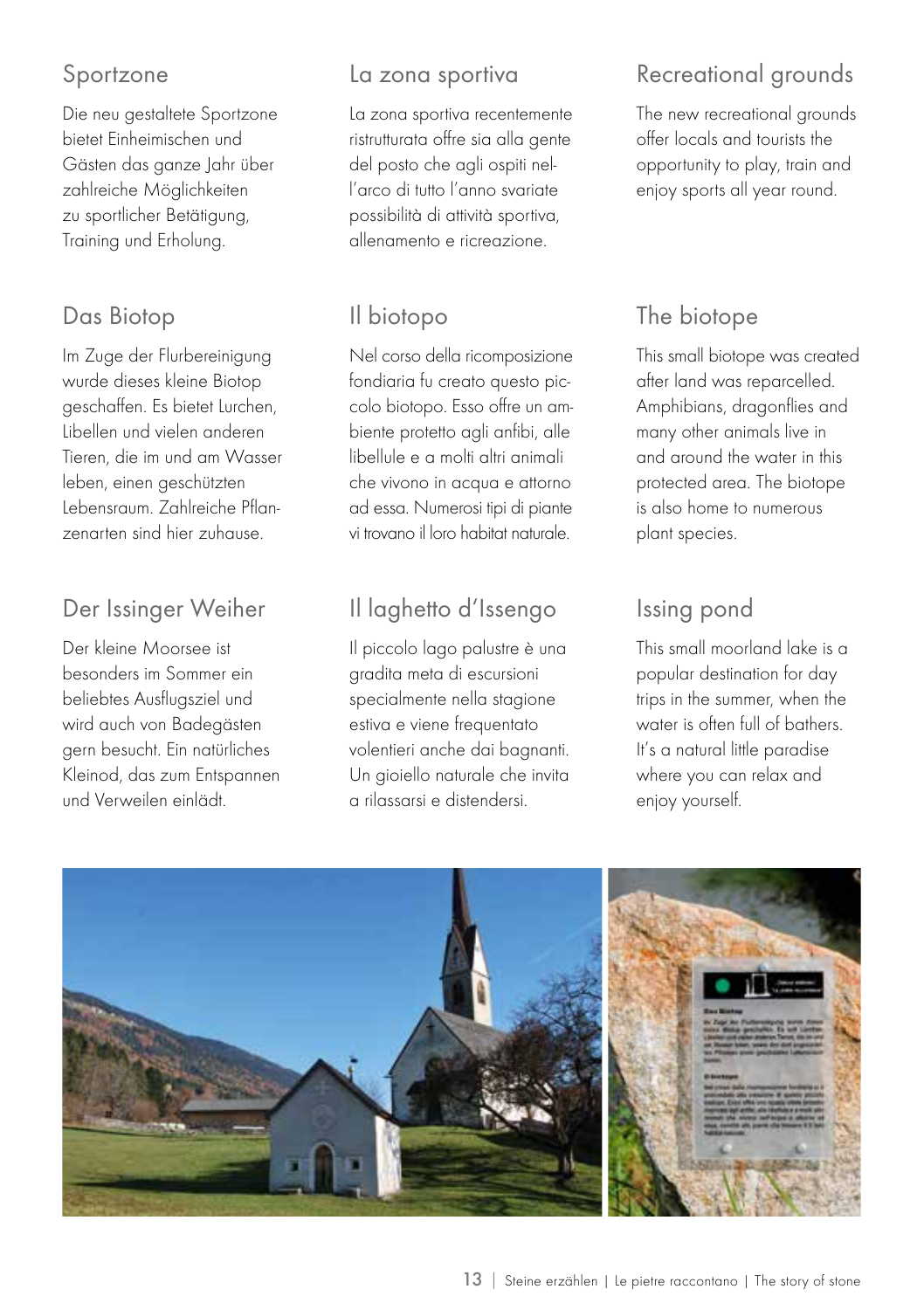## Sportzone

Die neu gestaltete Sportzone bietet Einheimischen und Gästen das ganze Jahr über zahlreiche Möglichkeiten zu sportlicher Betätigung, Training und Erholung.

## Das Biotop

Im Zuge der Flurbereinigung wurde dieses kleine Biotop geschaffen. Es bietet Lurchen, Libellen und vielen anderen Tieren, die im und am Wasser leben, einen geschützten Lebensraum. Zahlreiche Pflanzenarten sind hier zuhause.

## Der Issinger Weiher

Der kleine Moorsee ist besonders im Sommer ein beliebtes Ausflugsziel und wird auch von Badegästen gern besucht. Ein natürliches Kleinod, das zum Entspannen und Verweilen einlädt.

## La zona sportiva

La zona sportiva recentemente ristrutturata offre sia alla gente del posto che agli ospiti nell'arco di tutto l'anno svariate possibilità di attività sportiva, allenamento e ricreazione.

## Il biotopo

Nel corso della ricomposizione fondiaria fu creato questo piccolo biotopo. Esso offre un ambiente protetto agli anfibi, alle libellule e a molti altri animali che vivono in acqua e attorno ad essa. Numerosi tipi di piante vi trovano il loro habitat naturale.

## Il laghetto d'Issengo

Il piccolo lago palustre è una gradita meta di escursioni specialmente nella stagione estiva e viene frequentato volentieri anche dai bagnanti. Un gioiello naturale che invita a rilassarsi e distendersi.

## Recreational grounds

The new recreational grounds offer locals and tourists the opportunity to play, train and enjoy sports all year round.

## The biotope

This small biotope was created after land was reparcelled. Amphibians, dragonflies and many other animals live in and around the water in this protected area. The biotope is also home to numerous plant species.

## Issing pond

This small moorland lake is a popular destination for day trips in the summer, when the water is often full of bathers. It's a natural little paradise where you can relax and enjoy yourself.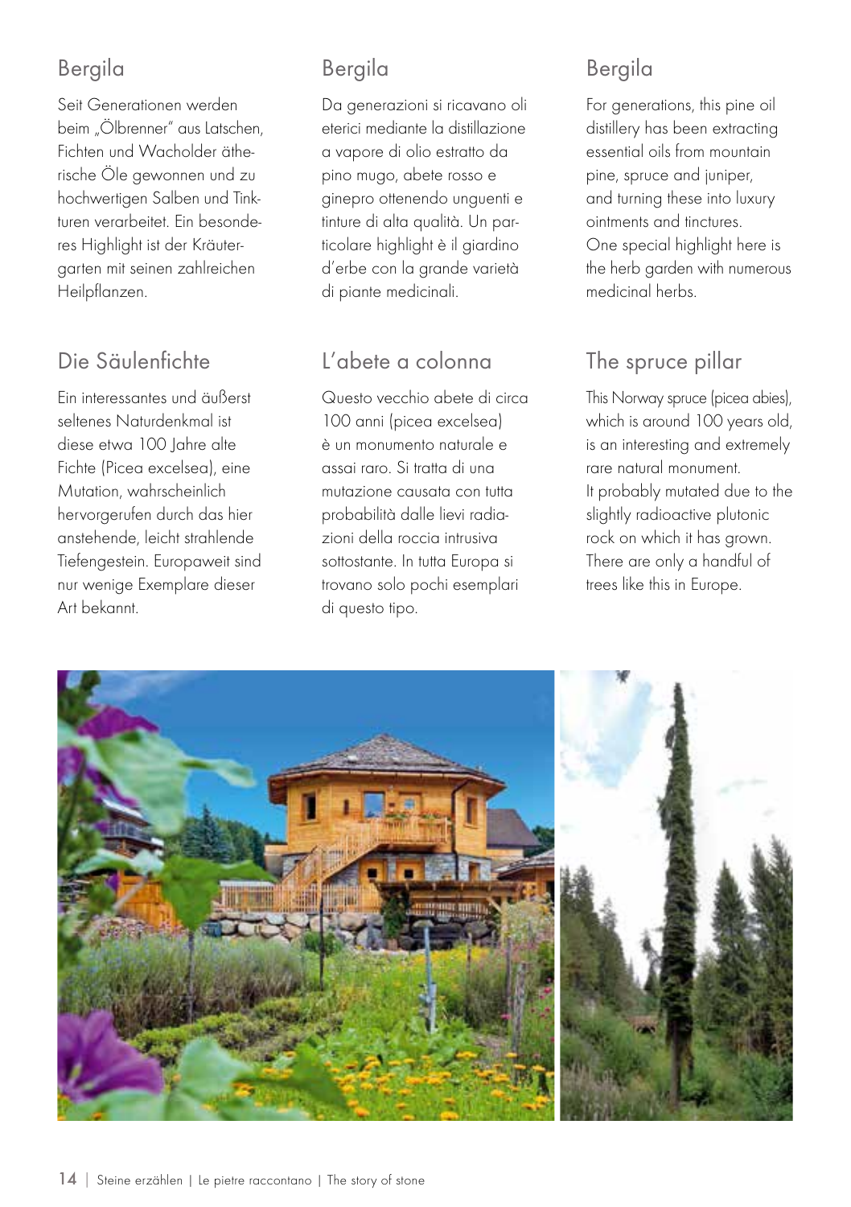## Bergila

Seit Generationen werden beim „Ölbrenner" aus Latschen, Fichten und Wacholder ätherische Öle gewonnen und zu hochwertigen Salben und Tinkturen verarbeitet. Ein besonderes Highlight ist der Kräutergarten mit seinen zahlreichen Heilpflanzen.

## Die Säulenfichte

Ein interessantes und äußerst seltenes Naturdenkmal ist diese etwa 100 Jahre alte Fichte (Picea excelsea), eine Mutation, wahrscheinlich hervorgerufen durch das hier anstehende, leicht strahlende Tiefengestein. Europaweit sind nur wenige Exemplare dieser Art bekannt.

## Bergila

Da generazioni si ricavano oli eterici mediante la distillazione a vapore di olio estratto da pino mugo, abete rosso e ginepro ottenendo unguenti e tinture di alta qualità. Un particolare highlight è il giardino d'erbe con la grande varietà di piante medicinali.

## L'abete a colonna

Questo vecchio abete di circa 100 anni (picea excelsea) è un monumento naturale e assai raro. Si tratta di una mutazione causata con tutta probabilità dalle lievi radiazioni della roccia intrusiva sottostante. In tutta Europa si trovano solo pochi esemplari di questo tipo.

## Bergila

For generations, this pine oil distillery has been extracting essential oils from mountain pine, spruce and juniper, and turning these into luxury ointments and tinctures. One special highlight here is the herb garden with numerous medicinal herbs.

## The spruce pillar

This Norway spruce (picea abies), which is around 100 years old, is an interesting and extremely rare natural monument. It probably mutated due to the slightly radioactive plutonic rock on which it has grown. There are only a handful of trees like this in Europe.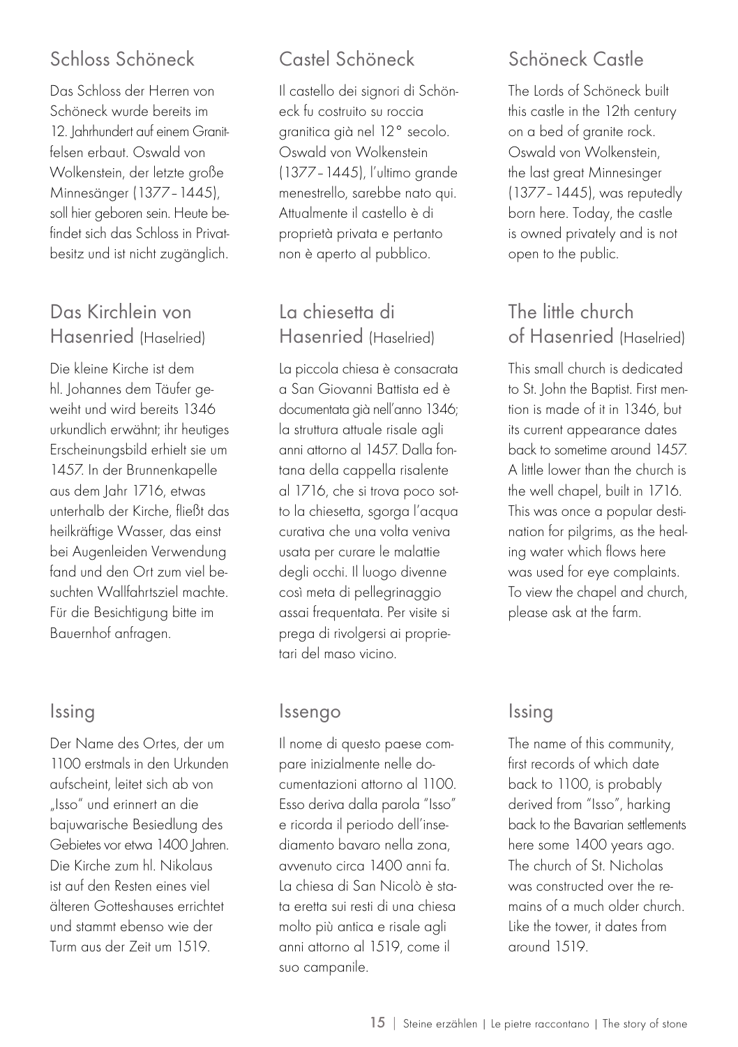## Schloss Schöneck

Das Schloss der Herren von Schöneck wurde bereits im 12. Jahrhundert auf einem Granitfelsen erbaut. Oswald von Wolkenstein, der letzte große Minnesänger (1377–1445), soll hier geboren sein. Heute befindet sich das Schloss in Privatbesitz und ist nicht zugänglich.

## Das Kirchlein von Hasenried (Haselried)

Die kleine Kirche ist dem hl. Johannes dem Täufer geweiht und wird bereits 1346 urkundlich erwähnt; ihr heutiges Erscheinungsbild erhielt sie um 1457. In der Brunnenkapelle aus dem Jahr 1716, etwas unterhalb der Kirche, fließt das heilkräftige Wasser, das einst bei Augenleiden Verwendung fand und den Ort zum viel besuchten Wallfahrtsziel machte. Für die Besichtigung bitte im Bauernhof anfragen.

## Issing

Der Name des Ortes, der um 1100 erstmals in den Urkunden aufscheint, leitet sich ab von „Isso" und erinnert an die bajuwarische Besiedlung des Gebietes vor etwa 1400 Jahren. Die Kirche zum hl. Nikolaus ist auf den Resten eines viel älteren Gotteshauses errichtet und stammt ebenso wie der Turm aus der Zeit um 1519.

## Castel Schöneck

Il castello dei signori di Schöneck fu costruito su roccia granitica già nel 12° secolo. Oswald von Wolkenstein (1377–1445), l'ultimo grande menestrello, sarebbe nato qui. Attualmente il castello è di proprietà privata e pertanto non è aperto al pubblico.

## La chiesetta di Hasenried (Haselried)

La piccola chiesa è consacrata a San Giovanni Battista ed è documentata già nell'anno 1346; la struttura attuale risale agli anni attorno al 1457. Dalla fontana della cappella risalente al 1716, che si trova poco sotto la chiesetta, sgorga l'acqua curativa che una volta veniva usata per curare le malattie degli occhi. Il luogo divenne così meta di pellegrinaggio assai frequentata. Per visite si prega di rivolgersi ai proprietari del maso vicino.

## Issengo

Il nome di questo paese compare inizialmente nelle documentazioni attorno al 1100. Esso deriva dalla parola "Isso" e ricorda il periodo dell'insediamento bavaro nella zona, avvenuto circa 1400 anni fa. La chiesa di San Nicolò è stata eretta sui resti di una chiesa molto più antica e risale agli anni attorno al 1519, come il suo campanile.

## Schöneck Castle

The Lords of Schöneck built this castle in the 12th century on a bed of granite rock. Oswald von Wolkenstein, the last great Minnesinger (1377–1445), was reputedly born here. Today, the castle is owned privately and is not open to the public.

## The little church of Hasenried (Haselried)

This small church is dedicated to St. John the Baptist. First mention is made of it in 1346, but its current appearance dates back to sometime around 1457. A little lower than the church is the well chapel, built in 1716. This was once a popular destination for pilgrims, as the healing water which flows here was used for eye complaints. To view the chapel and church, please ask at the farm.

## Issing

The name of this community, first records of which date back to 1100, is probably derived from "Isso", harking back to the Bavarian settlements here some 1400 years ago. The church of St. Nicholas was constructed over the remains of a much older church. Like the tower, it dates from around 1519.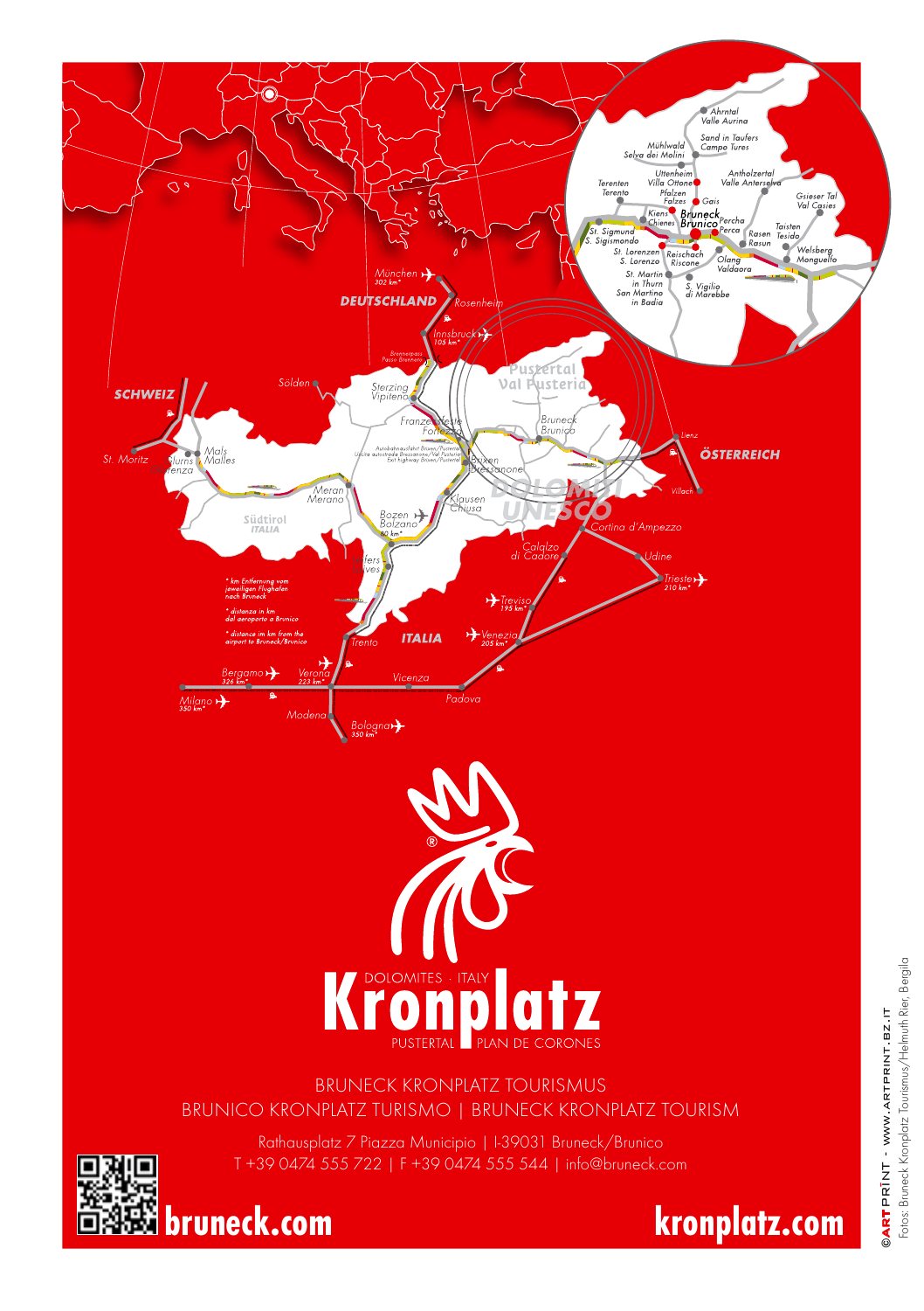München 302 km*

DEUTSCHLAND

Rosenheim

Innsbruck 105 km*

Brennerpass Passo Brennero

Pustertal Val Pusteria

SCHWEIZ

Sölden

Sterzing Vipiteno

Franzensfeste Fortezza

Bruneck Brunico

Lienz

ÖSTERREICH

St. Moritz

Glurns Glorenza

Mals Malles

Autobahnausfahrt Brixen/Pustertal
Uscita autostrada Bressanone/Val Pusteria
Exit highway Brixen/Pustertal

Brixen Bressanone

DOLOMITI UNESCO

Villach

Meran Merano

Klausen Chiusa

Südtirol ITALIA

Bozen Bolzano 80 km*

Cortina d'Ampezzo

Calalzo di Cadore

Udine

Trieste 210 km*

Treviso 195 km*

Venezia 205 km*

Trento

ITALIA

\* km Entfernung vom jeweiligen Flughafen nach Bruneck

\* distanza in km dal aeroporto a Brunico

\* distance im km from the airport to Bruneck/Brunico

Bergamo 326 km*

Verona 223 km*

Vicenza

Padova

Milano 350 km*

Modena

Bologna 350 km*

Ahrntal Valle Aurina

Sand in Taufers Campo Tures

Mühlwald Selva dei Molini

Uttenheim Villa Ottone

Antholzertal Valle Anterselva

Terenten Terento

Pfalzen Falzes

Gais

Gsieser Tal Val Casies

Kiens Chienes

Bruneck Brunico

Percha Perca

Taisten Tesido

St. Sigmund S. Sigismondo

Rasen Rasun

St. Lorenzen S. Lorenzo

Reischach Riscone

Olang Valdaora

Welsberg Monguelfo

St. Martin in Thurn San Martino in Badia

S. Vigilio di Marebbe

DOLOMITES · ITALY

# Kronplatz

PUSTERTAL | PLAN DE CORONES

BRUNECK KRONPLATZ TOURISMUS
BRUNICO KRONPLATZ TURISMO | BRUNECK KRONPLATZ TOURISM

Rathausplatz 7 Piazza Municipio | I-39031 Bruneck/Brunico
T +39 0474 555 722 | F +39 0474 555 544 | info@bruneck.com

**bruneck.com**

**kronplatz.com**

©ARTPRINT - WWW.ARTPRINT.BZ.IT
Fotos: Bruneck Kronplatz Tourismus/Helmuth Rier, Bergila